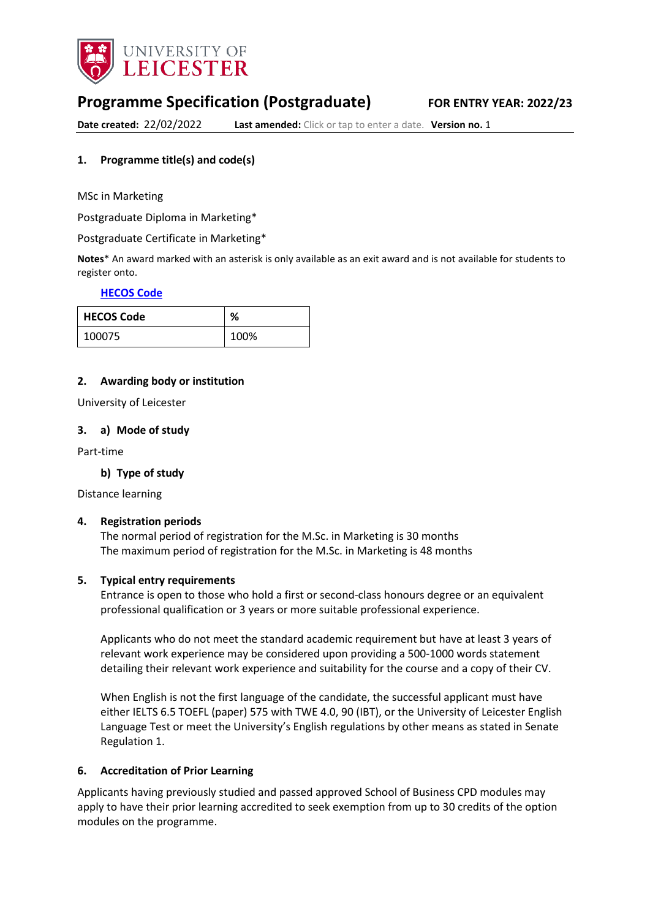# Programme Specification (Postgraduate)

**FOR ENTRY YEAR: 2022/23**

**Date created:** 22/02/2022 **Last amended:** Click or tap to enter a date. **Version no.** 1

## 1. Programme title(s) and code(s)

MSc in Marketing

Postgraduate Diploma in Marketing*

Postgraduate Certificate in Marketing*

**Notes*** An award marked with an asterisk is only available as an exit award and is not available for students to register onto.

**HECOS Code**

| HECOS Code | % |
|---|---|
| 100075 | 100% |

## 2. Awarding body or institution

University of Leicester

## 3. a) Mode of study

Part-time

### b) Type of study

Distance learning

## 4. Registration periods

The normal period of registration for the M.Sc. in Marketing is 30 months

The maximum period of registration for the M.Sc. in Marketing is 48 months

## 5. Typical entry requirements

Entrance is open to those who hold a first or second-class honours degree or an equivalent professional qualification or 3 years or more suitable professional experience.

Applicants who do not meet the standard academic requirement but have at least 3 years of relevant work experience may be considered upon providing a 500-1000 words statement detailing their relevant work experience and suitability for the course and a copy of their CV.

When English is not the first language of the candidate, the successful applicant must have either IELTS 6.5 TOEFL (paper) 575 with TWE 4.0, 90 (IBT), or the University of Leicester English Language Test or meet the University's English regulations by other means as stated in Senate Regulation 1.

## 6. Accreditation of Prior Learning

Applicants having previously studied and passed approved School of Business CPD modules may apply to have their prior learning accredited to seek exemption from up to 30 credits of the option modules on the programme.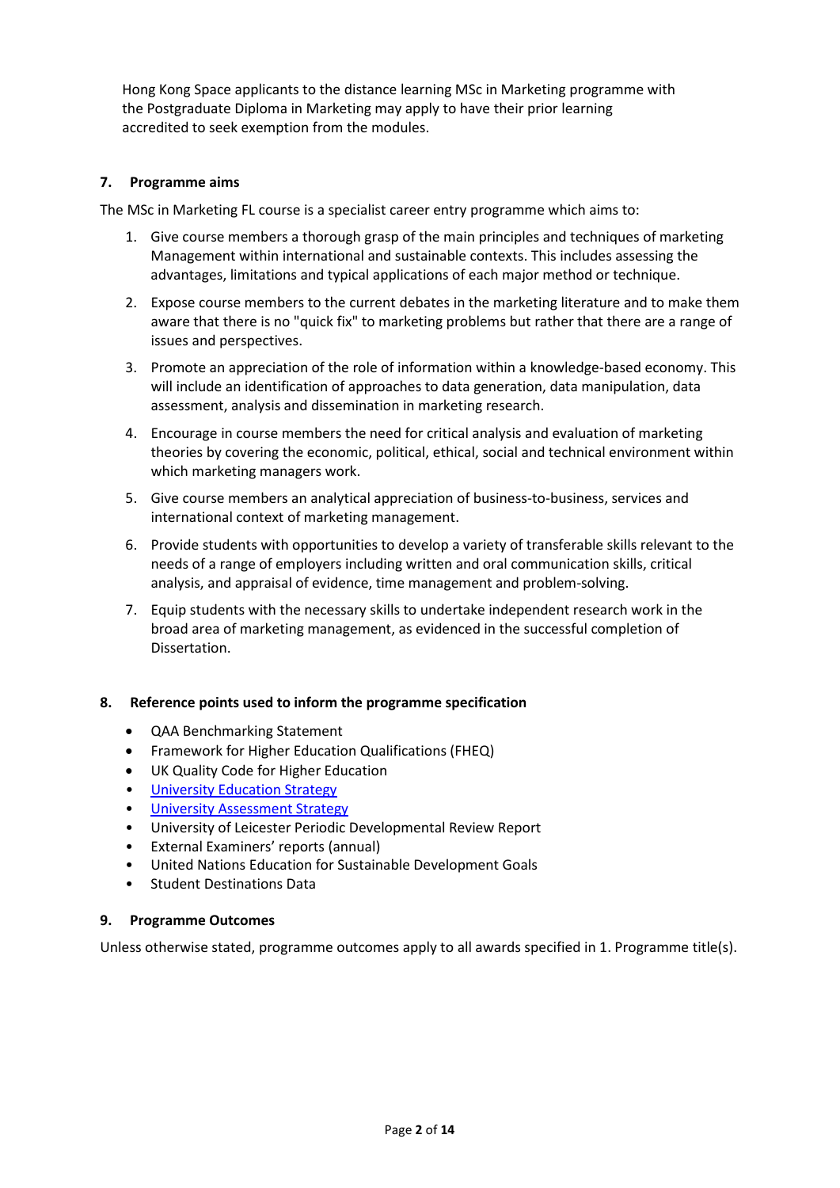Hong Kong Space applicants to the distance learning MSc in Marketing programme with the Postgraduate Diploma in Marketing may apply to have their prior learning accredited to seek exemption from the modules.

### 7. Programme aims

The MSc in Marketing FL course is a specialist career entry programme which aims to:

1. Give course members a thorough grasp of the main principles and techniques of marketing Management within international and sustainable contexts. This includes assessing the advantages, limitations and typical applications of each major method or technique.
2. Expose course members to the current debates in the marketing literature and to make them aware that there is no "quick fix" to marketing problems but rather that there are a range of issues and perspectives.
3. Promote an appreciation of the role of information within a knowledge-based economy. This will include an identification of approaches to data generation, data manipulation, data assessment, analysis and dissemination in marketing research.
4. Encourage in course members the need for critical analysis and evaluation of marketing theories by covering the economic, political, ethical, social and technical environment within which marketing managers work.
5. Give course members an analytical appreciation of business-to-business, services and international context of marketing management.
6. Provide students with opportunities to develop a variety of transferable skills relevant to the needs of a range of employers including written and oral communication skills, critical analysis, and appraisal of evidence, time management and problem-solving.
7. Equip students with the necessary skills to undertake independent research work in the broad area of marketing management, as evidenced in the successful completion of Dissertation.

### 8. Reference points used to inform the programme specification

- QAA Benchmarking Statement
- Framework for Higher Education Qualifications (FHEQ)
- UK Quality Code for Higher Education
- University Education Strategy
- University Assessment Strategy
- University of Leicester Periodic Developmental Review Report
- External Examiners' reports (annual)
- United Nations Education for Sustainable Development Goals
- Student Destinations Data

### 9. Programme Outcomes

Unless otherwise stated, programme outcomes apply to all awards specified in 1. Programme title(s).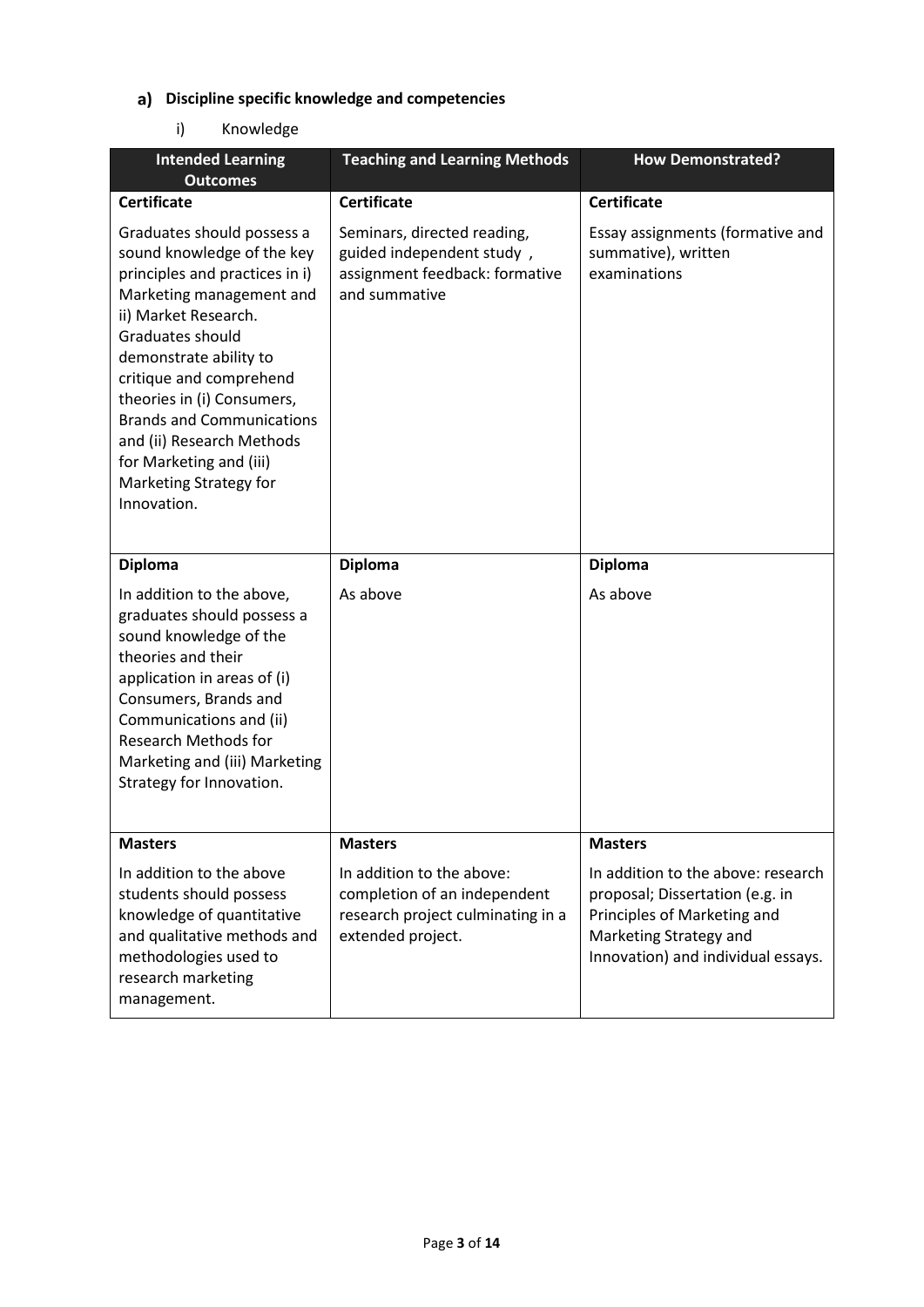## a) Discipline specific knowledge and competencies

i) Knowledge

| Intended Learning Outcomes | Teaching and Learning Methods | How Demonstrated? |
| --- | --- | --- |
| **Certificate** | **Certificate** | **Certificate** |
| Graduates should possess a sound knowledge of the key principles and practices in i) Marketing management and ii) Market Research. Graduates should demonstrate ability to critique and comprehend theories in (i) Consumers, Brands and Communications and (ii) Research Methods for Marketing and (iii) Marketing Strategy for Innovation. | Seminars, directed reading, guided independent study , assignment feedback: formative and summative | Essay assignments (formative and summative), written examinations |
| **Diploma** | **Diploma** | **Diploma** |
| In addition to the above, graduates should possess a sound knowledge of the theories and their application in areas of (i) Consumers, Brands and Communications and (ii) Research Methods for Marketing and (iii) Marketing Strategy for Innovation. | As above | As above |
| **Masters** | **Masters** | **Masters** |
| In addition to the above students should possess knowledge of quantitative and qualitative methods and methodologies used to research marketing management. | In addition to the above: completion of an independent research project culminating in a extended project. | In addition to the above: research proposal; Dissertation (e.g. in Principles of Marketing and Marketing Strategy and Innovation) and individual essays. |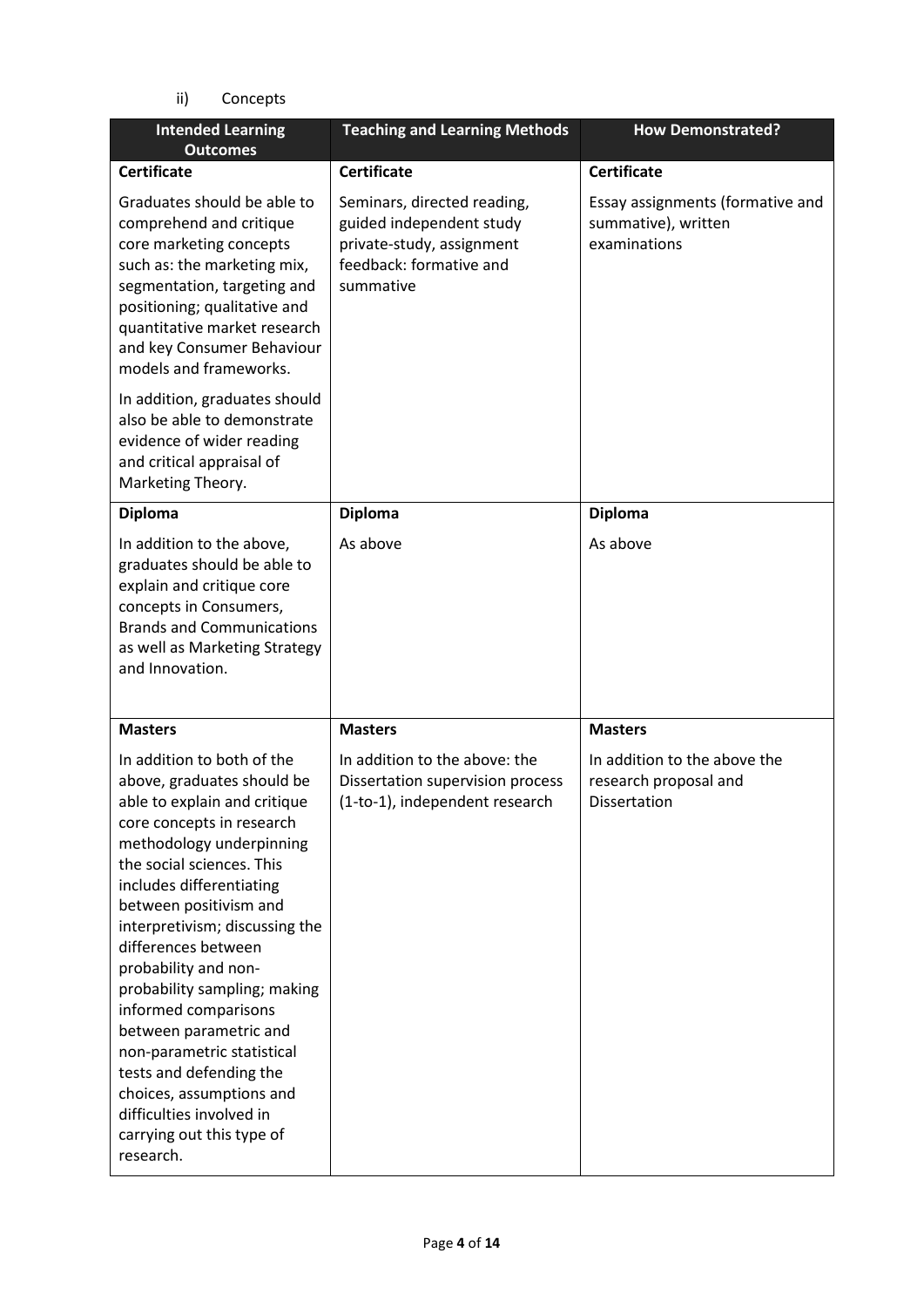ii) Concepts

| Intended Learning Outcomes | Teaching and Learning Methods | How Demonstrated? |
|---|---|---|
| **Certificate** | **Certificate** | **Certificate** |
| Graduates should be able to comprehend and critique core marketing concepts such as: the marketing mix, segmentation, targeting and positioning; qualitative and quantitative market research and key Consumer Behaviour models and frameworks.<br><br>In addition, graduates should also be able to demonstrate evidence of wider reading and critical appraisal of Marketing Theory. | Seminars, directed reading, guided independent study private-study, assignment feedback: formative and summative | Essay assignments (formative and summative), written examinations |
| **Diploma** | **Diploma** | **Diploma** |
| In addition to the above, graduates should be able to explain and critique core concepts in Consumers, Brands and Communications as well as Marketing Strategy and Innovation. | As above | As above |
| **Masters** | **Masters** | **Masters** |
| In addition to both of the above, graduates should be able to explain and critique core concepts in research methodology underpinning the social sciences. This includes differentiating between positivism and interpretivism; discussing the differences between probability and non-probability sampling; making informed comparisons between parametric and non-parametric statistical tests and defending the choices, assumptions and difficulties involved in carrying out this type of research. | In addition to the above: the Dissertation supervision process (1-to-1), independent research | In addition to the above the research proposal and Dissertation |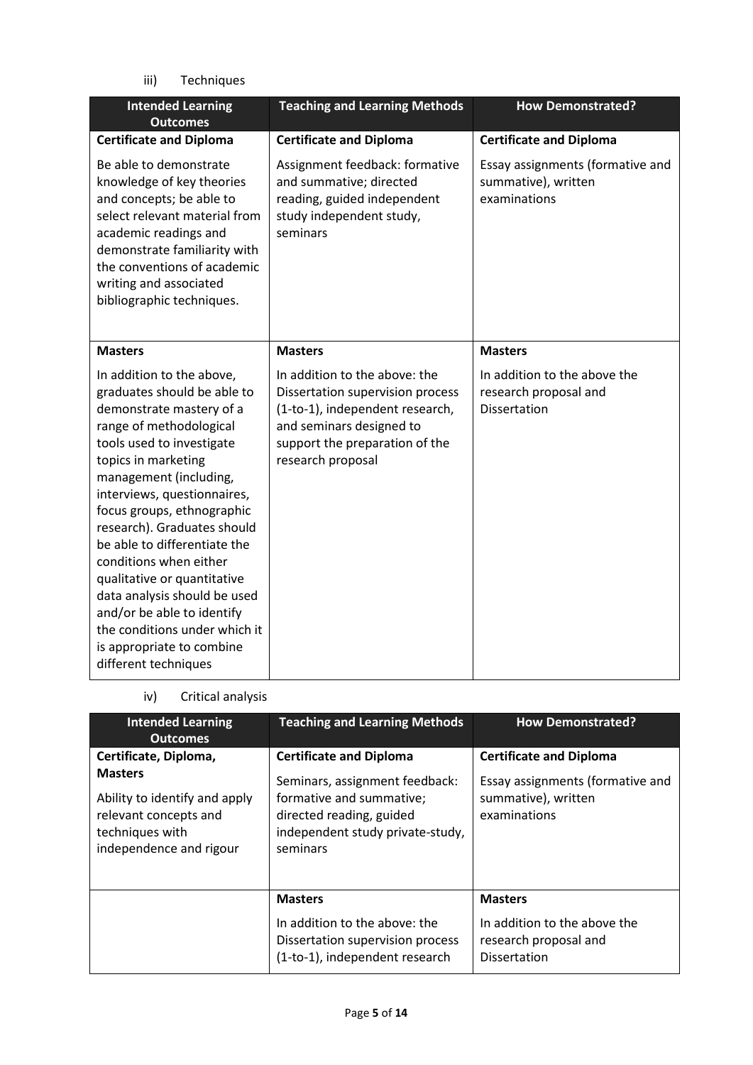iii) Techniques

| Intended Learning Outcomes | Teaching and Learning Methods | How Demonstrated? |
|---|---|---|
| **Certificate and Diploma** | **Certificate and Diploma** | **Certificate and Diploma** |
| Be able to demonstrate knowledge of key theories and concepts; be able to select relevant material from academic readings and demonstrate familiarity with the conventions of academic writing and associated bibliographic techniques. | Assignment feedback: formative and summative; directed reading, guided independent study independent study, seminars | Essay assignments (formative and summative), written examinations |
| **Masters** | **Masters** | **Masters** |
| In addition to the above, graduates should be able to demonstrate mastery of a range of methodological tools used to investigate topics in marketing management (including, interviews, questionnaires, focus groups, ethnographic research). Graduates should be able to differentiate the conditions when either qualitative or quantitative data analysis should be used and/or be able to identify the conditions under which it is appropriate to combine different techniques | In addition to the above: the Dissertation supervision process (1-to-1), independent research, and seminars designed to support the preparation of the research proposal | In addition to the above the research proposal and Dissertation |

iv) Critical analysis

| Intended Learning Outcomes | Teaching and Learning Methods | How Demonstrated? |
|---|---|---|
| **Certificate, Diploma, Masters** | **Certificate and Diploma** | **Certificate and Diploma** |
| Ability to identify and apply relevant concepts and techniques with independence and rigour | Seminars, assignment feedback: formative and summative; directed reading, guided independent study private-study, seminars | Essay assignments (formative and summative), written examinations |
| | **Masters** | **Masters** |
| | In addition to the above: the Dissertation supervision process (1-to-1), independent research | In addition to the above the research proposal and Dissertation |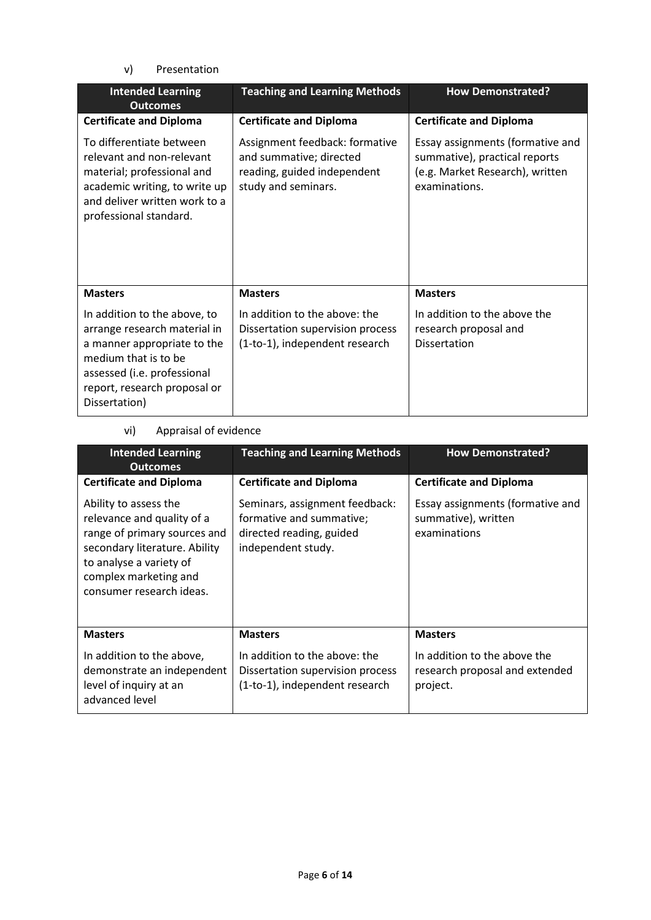v) Presentation

| Intended Learning Outcomes | Teaching and Learning Methods | How Demonstrated? |
|---|---|---|
| **Certificate and Diploma** | **Certificate and Diploma** | **Certificate and Diploma** |
| To differentiate between relevant and non-relevant material; professional and academic writing, to write up and deliver written work to a professional standard. | Assignment feedback: formative and summative; directed reading, guided independent study and seminars. | Essay assignments (formative and summative), practical reports (e.g. Market Research), written examinations. |
| **Masters** | **Masters** | **Masters** |
| In addition to the above, to arrange research material in a manner appropriate to the medium that is to be assessed (i.e. professional report, research proposal or Dissertation) | In addition to the above: the Dissertation supervision process (1-to-1), independent research | In addition to the above the research proposal and Dissertation |

vi) Appraisal of evidence

| Intended Learning Outcomes | Teaching and Learning Methods | How Demonstrated? |
|---|---|---|
| **Certificate and Diploma** | **Certificate and Diploma** | **Certificate and Diploma** |
| Ability to assess the relevance and quality of a range of primary sources and secondary literature. Ability to analyse a variety of complex marketing and consumer research ideas. | Seminars, assignment feedback: formative and summative; directed reading, guided independent study. | Essay assignments (formative and summative), written examinations |
| **Masters** | **Masters** | **Masters** |
| In addition to the above, demonstrate an independent level of inquiry at an advanced level | In addition to the above: the Dissertation supervision process (1-to-1), independent research | In addition to the above the research proposal and extended project. |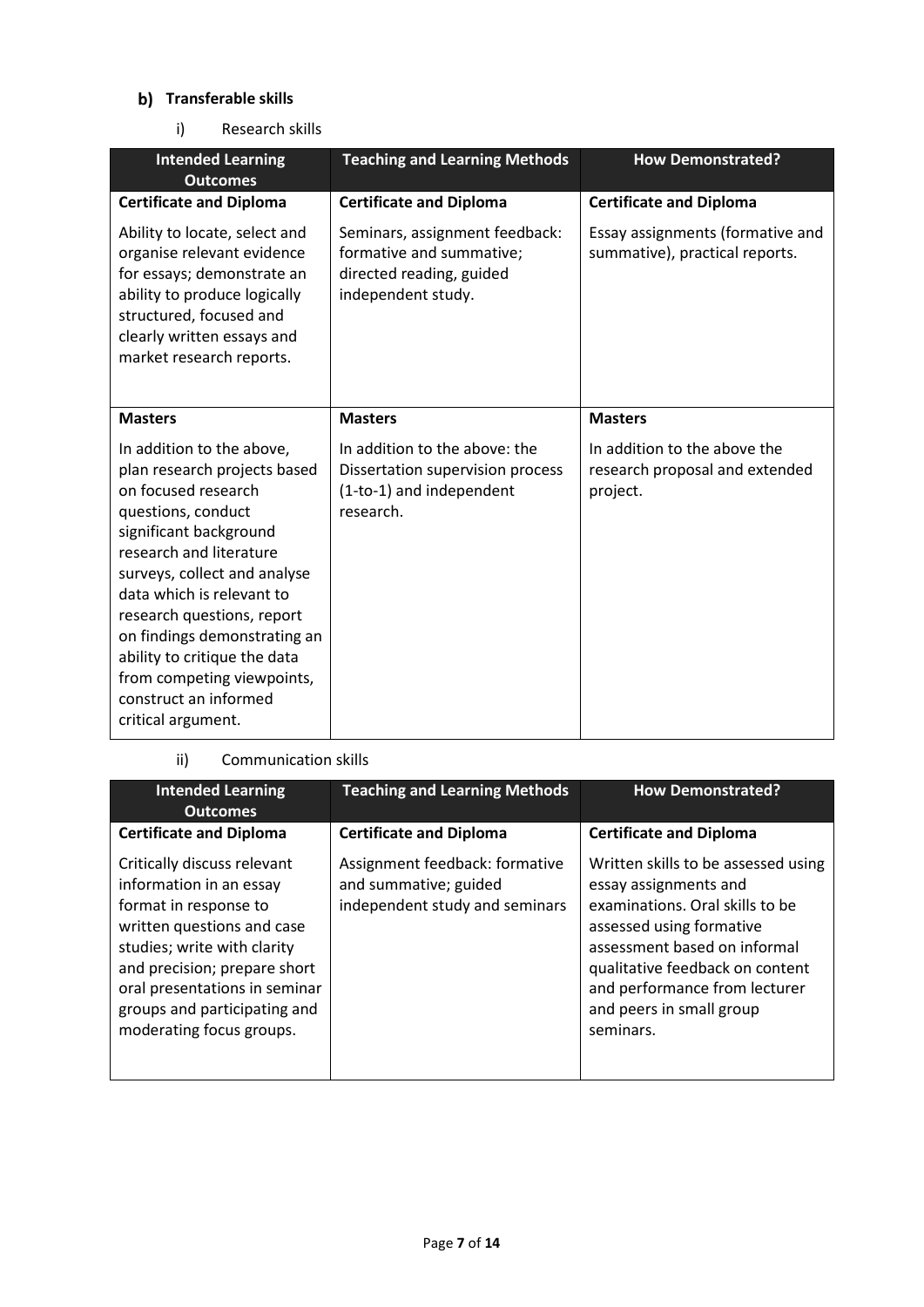## b) Transferable skills

i) Research skills

| Intended Learning Outcomes | Teaching and Learning Methods | How Demonstrated? |
|---|---|---|
| **Certificate and Diploma** | **Certificate and Diploma** | **Certificate and Diploma** |
| Ability to locate, select and organise relevant evidence for essays; demonstrate an ability to produce logically structured, focused and clearly written essays and market research reports. | Seminars, assignment feedback: formative and summative; directed reading, guided independent study. | Essay assignments (formative and summative), practical reports. |
| **Masters** | **Masters** | **Masters** |
| In addition to the above, plan research projects based on focused research questions, conduct significant background research and literature surveys, collect and analyse data which is relevant to research questions, report on findings demonstrating an ability to critique the data from competing viewpoints, construct an informed critical argument. | In addition to the above: the Dissertation supervision process (1-to-1) and independent research. | In addition to the above the research proposal and extended project. |

ii) Communication skills

| Intended Learning Outcomes | Teaching and Learning Methods | How Demonstrated? |
|---|---|---|
| **Certificate and Diploma** | **Certificate and Diploma** | **Certificate and Diploma** |
| Critically discuss relevant information in an essay format in response to written questions and case studies; write with clarity and precision; prepare short oral presentations in seminar groups and participating and moderating focus groups. | Assignment feedback: formative and summative; guided independent study and seminars | Written skills to be assessed using essay assignments and examinations. Oral skills to be assessed using formative assessment based on informal qualitative feedback on content and performance from lecturer and peers in small group seminars. |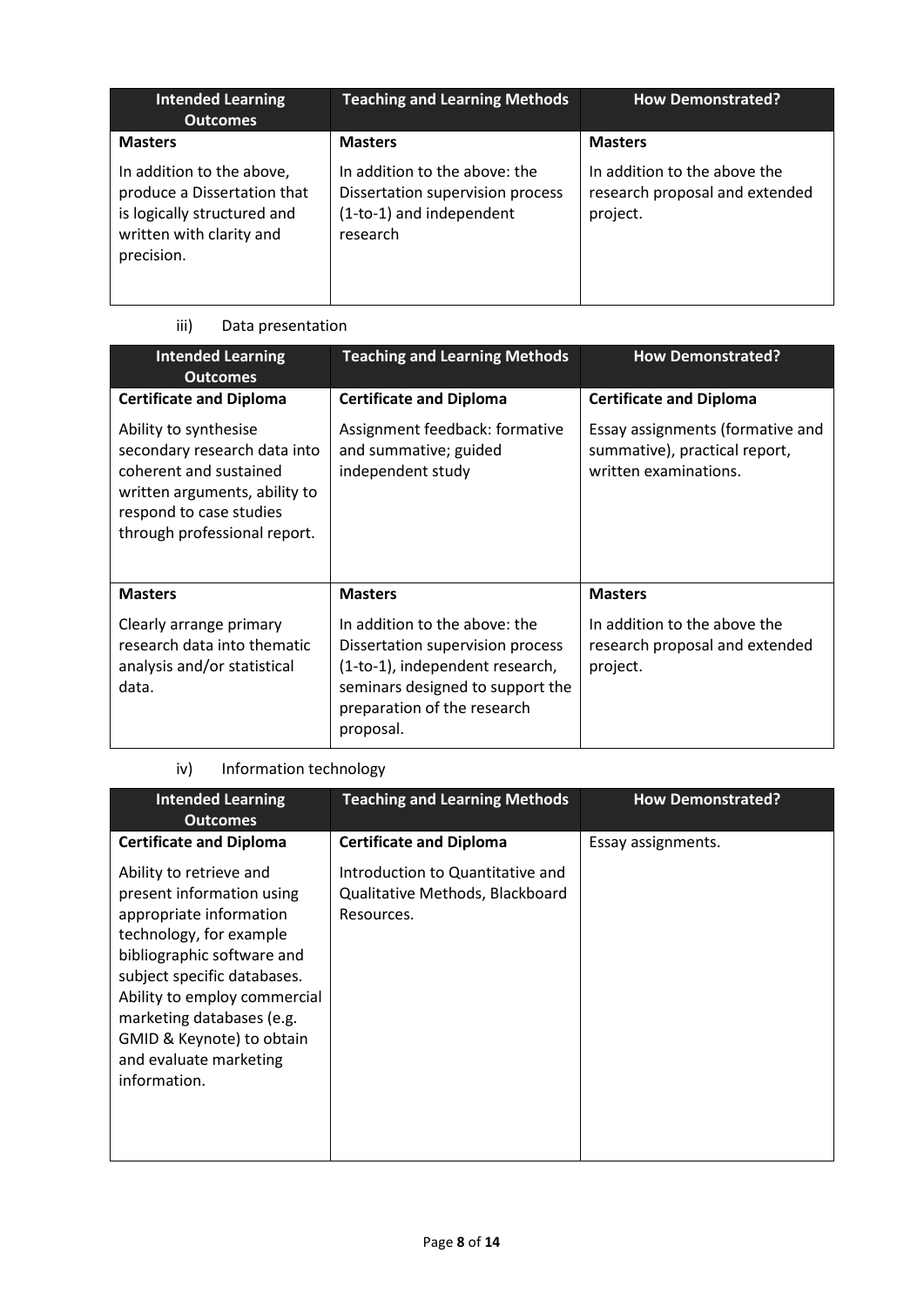| Intended Learning Outcomes | Teaching and Learning Methods | How Demonstrated? |
|---|---|---|
| **Masters**<br><br>In addition to the above, produce a Dissertation that is logically structured and written with clarity and precision. | **Masters**<br><br>In addition to the above: the Dissertation supervision process (1-to-1) and independent research | **Masters**<br><br>In addition to the above the research proposal and extended project. |

iii) Data presentation

| Intended Learning Outcomes | Teaching and Learning Methods | How Demonstrated? |
|---|---|---|
| **Certificate and Diploma**<br><br>Ability to synthesise secondary research data into coherent and sustained written arguments, ability to respond to case studies through professional report. | **Certificate and Diploma**<br><br>Assignment feedback: formative and summative; guided independent study | **Certificate and Diploma**<br><br>Essay assignments (formative and summative), practical report, written examinations. |
| **Masters**<br><br>Clearly arrange primary research data into thematic analysis and/or statistical data. | **Masters**<br><br>In addition to the above: the Dissertation supervision process (1-to-1), independent research, seminars designed to support the preparation of the research proposal. | **Masters**<br><br>In addition to the above the research proposal and extended project. |

iv) Information technology

| Intended Learning Outcomes | Teaching and Learning Methods | How Demonstrated? |
|---|---|---|
| **Certificate and Diploma**<br><br>Ability to retrieve and present information using appropriate information technology, for example bibliographic software and subject specific databases. Ability to employ commercial marketing databases (e.g. GMID & Keynote) to obtain and evaluate marketing information. | **Certificate and Diploma**<br><br>Introduction to Quantitative and Qualitative Methods, Blackboard Resources. | Essay assignments. |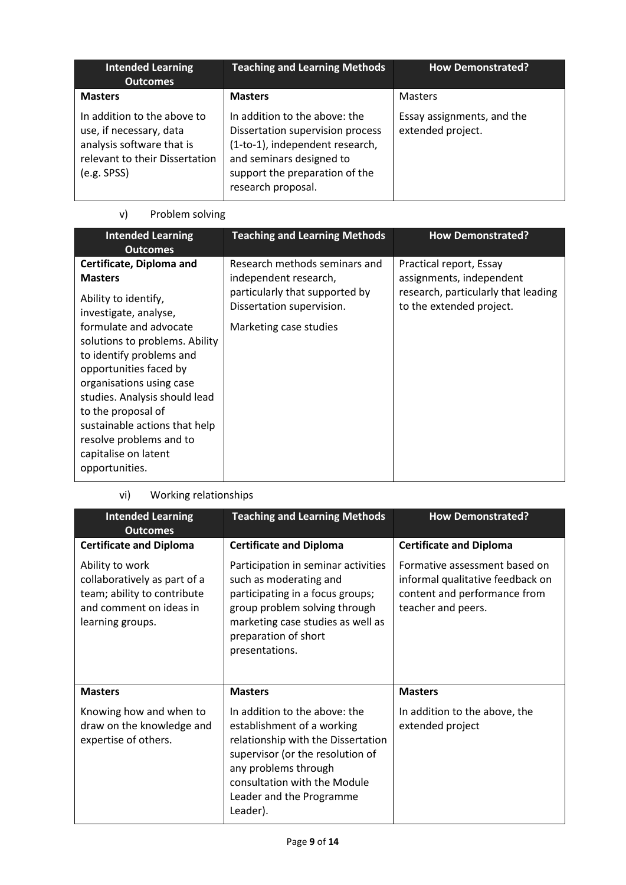| Intended Learning Outcomes | Teaching and Learning Methods | How Demonstrated? |
|---|---|---|
| **Masters**<br><br>In addition to the above to use, if necessary, data analysis software that is relevant to their Dissertation (e.g. SPSS) | **Masters**<br><br>In addition to the above: the Dissertation supervision process (1-to-1), independent research, and seminars designed to support the preparation of the research proposal. | Masters<br><br>Essay assignments, and the extended project. |

v) Problem solving

| Intended Learning Outcomes | Teaching and Learning Methods | How Demonstrated? |
|---|---|---|
| **Certificate, Diploma and Masters**<br><br>Ability to identify, investigate, analyse, formulate and advocate solutions to problems. Ability to identify problems and opportunities faced by organisations using case studies. Analysis should lead to the proposal of sustainable actions that help resolve problems and to capitalise on latent opportunities. | Research methods seminars and independent research, particularly that supported by Dissertation supervision.<br><br>Marketing case studies | Practical report, Essay assignments, independent research, particularly that leading to the extended project. |

vi) Working relationships

| Intended Learning Outcomes | Teaching and Learning Methods | How Demonstrated? |
|---|---|---|
| **Certificate and Diploma**<br><br>Ability to work collaboratively as part of a team; ability to contribute and comment on ideas in learning groups. | **Certificate and Diploma**<br><br>Participation in seminar activities such as moderating and participating in a focus groups; group problem solving through marketing case studies as well as preparation of short presentations. | **Certificate and Diploma**<br><br>Formative assessment based on informal qualitative feedback on content and performance from teacher and peers. |
| **Masters**<br><br>Knowing how and when to draw on the knowledge and expertise of others. | **Masters**<br><br>In addition to the above: the establishment of a working relationship with the Dissertation supervisor (or the resolution of any problems through consultation with the Module Leader and the Programme Leader). | **Masters**<br><br>In addition to the above, the extended project |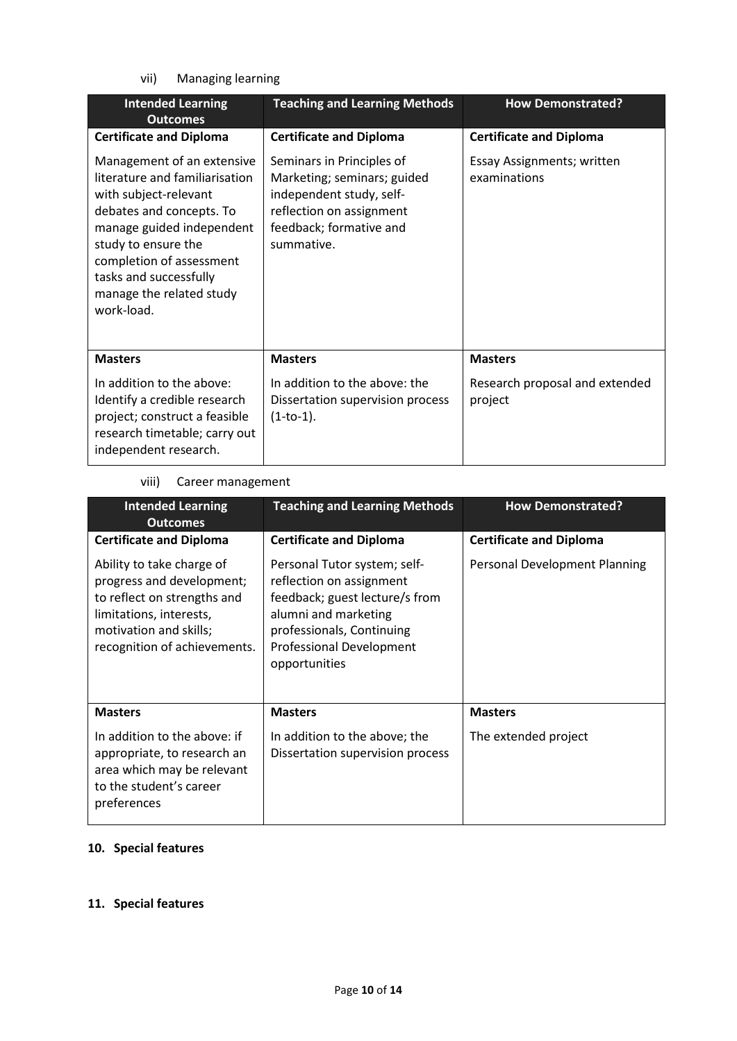vii) Managing learning

| Intended Learning Outcomes | Teaching and Learning Methods | How Demonstrated? |
|---|---|---|
| **Certificate and Diploma** | **Certificate and Diploma** | **Certificate and Diploma** |
| Management of an extensive literature and familiarisation with subject-relevant debates and concepts. To manage guided independent study to ensure the completion of assessment tasks and successfully manage the related study work-load. | Seminars in Principles of Marketing; seminars; guided independent study, self-reflection on assignment feedback; formative and summative. | Essay Assignments; written examinations |
| **Masters** | **Masters** | **Masters** |
| In addition to the above: Identify a credible research project; construct a feasible research timetable; carry out independent research. | In addition to the above: the Dissertation supervision process (1-to-1). | Research proposal and extended project |

viii) Career management

| Intended Learning Outcomes | Teaching and Learning Methods | How Demonstrated? |
|---|---|---|
| **Certificate and Diploma** | **Certificate and Diploma** | **Certificate and Diploma** |
| Ability to take charge of progress and development; to reflect on strengths and limitations, interests, motivation and skills; recognition of achievements. | Personal Tutor system; self-reflection on assignment feedback; guest lecture/s from alumni and marketing professionals, Continuing Professional Development opportunities | Personal Development Planning |
| **Masters** | **Masters** | **Masters** |
| In addition to the above: if appropriate, to research an area which may be relevant to the student's career preferences | In addition to the above; the Dissertation supervision process | The extended project |

## 10. Special features

## 11. Special features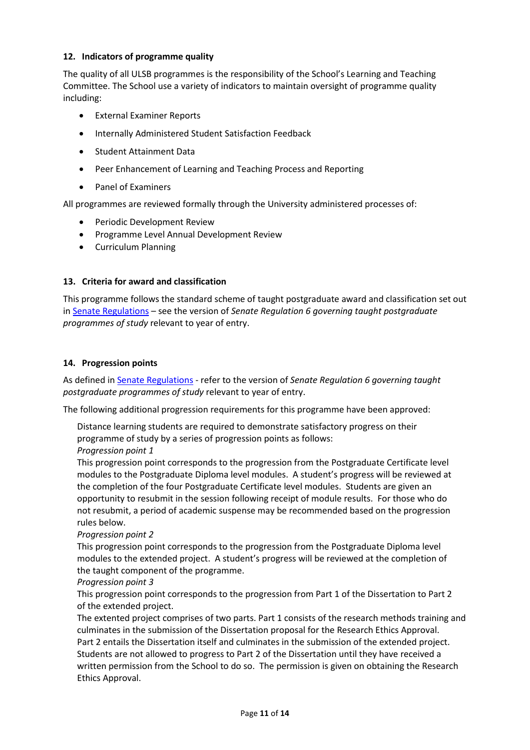#### 12. Indicators of programme quality

The quality of all ULSB programmes is the responsibility of the School's Learning and Teaching Committee. The School use a variety of indicators to maintain oversight of programme quality including:

- External Examiner Reports
- Internally Administered Student Satisfaction Feedback
- Student Attainment Data
- Peer Enhancement of Learning and Teaching Process and Reporting
- Panel of Examiners

All programmes are reviewed formally through the University administered processes of:

- Periodic Development Review
- Programme Level Annual Development Review
- Curriculum Planning

#### 13. Criteria for award and classification

This programme follows the standard scheme of taught postgraduate award and classification set out in Senate Regulations – see the version of *Senate Regulation 6 governing taught postgraduate programmes of study* relevant to year of entry.

#### 14. Progression points

As defined in Senate Regulations - refer to the version of *Senate Regulation 6 governing taught postgraduate programmes of study* relevant to year of entry.

The following additional progression requirements for this programme have been approved:

Distance learning students are required to demonstrate satisfactory progress on their programme of study by a series of progression points as follows:

*Progression point 1*

This progression point corresponds to the progression from the Postgraduate Certificate level modules to the Postgraduate Diploma level modules. A student's progress will be reviewed at the completion of the four Postgraduate Certificate level modules. Students are given an opportunity to resubmit in the session following receipt of module results. For those who do not resubmit, a period of academic suspense may be recommended based on the progression rules below.

*Progression point 2*

This progression point corresponds to the progression from the Postgraduate Diploma level modules to the extended project. A student's progress will be reviewed at the completion of the taught component of the programme.

*Progression point 3*

This progression point corresponds to the progression from Part 1 of the Dissertation to Part 2 of the extended project.

The extented project comprises of two parts. Part 1 consists of the research methods training and culminates in the submission of the Dissertation proposal for the Research Ethics Approval. Part 2 entails the Dissertation itself and culminates in the submission of the extended project. Students are not allowed to progress to Part 2 of the Dissertation until they have received a written permission from the School to do so. The permission is given on obtaining the Research Ethics Approval.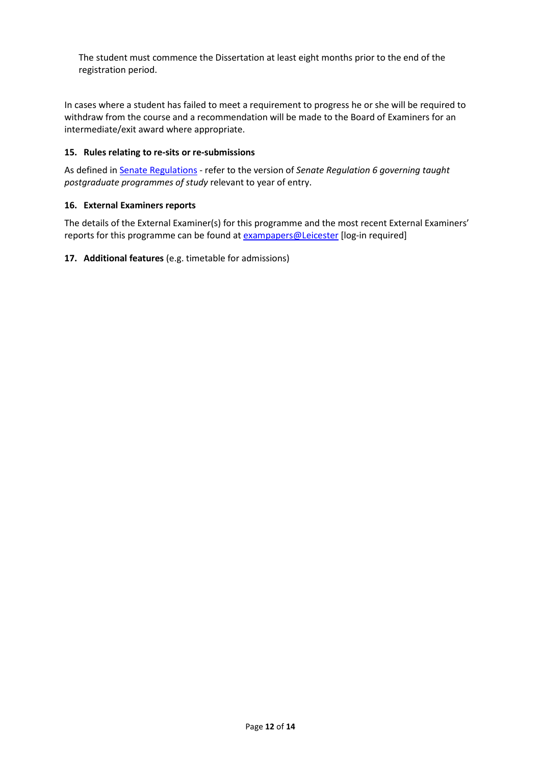The student must commence the Dissertation at least eight months prior to the end of the registration period.

In cases where a student has failed to meet a requirement to progress he or she will be required to withdraw from the course and a recommendation will be made to the Board of Examiners for an intermediate/exit award where appropriate.

### 15. Rules relating to re-sits or re-submissions

As defined in Senate Regulations - refer to the version of *Senate Regulation 6 governing taught postgraduate programmes of study* relevant to year of entry.

### 16. External Examiners reports

The details of the External Examiner(s) for this programme and the most recent External Examiners' reports for this programme can be found at exampapers@Leicester [log-in required]

### 17. **Additional features** (e.g. timetable for admissions)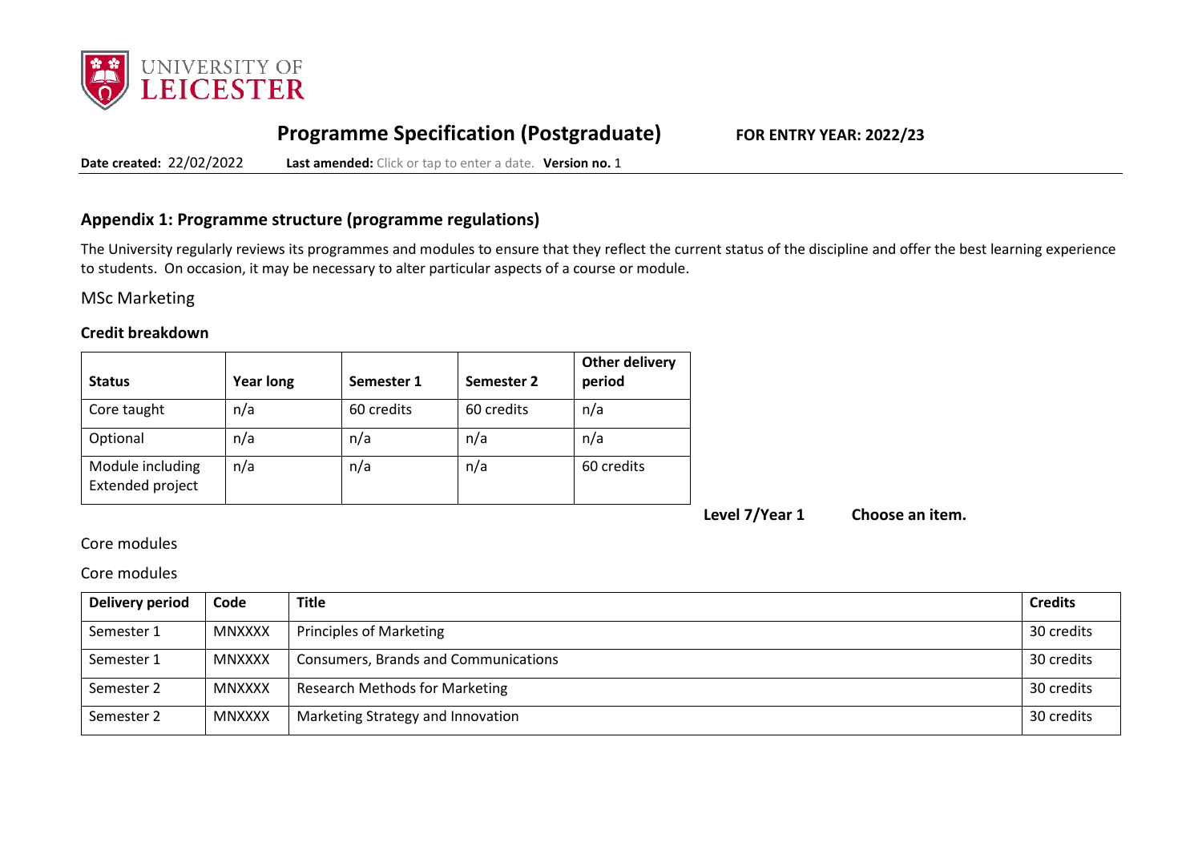# Programme Specification (Postgraduate) **FOR ENTRY YEAR: 2022/23**

**Date created:** 22/02/2022 **Last amended:** Click or tap to enter a date. **Version no.** 1

## Appendix 1: Programme structure (programme regulations)

The University regularly reviews its programmes and modules to ensure that they reflect the current status of the discipline and offer the best learning experience to students. On occasion, it may be necessary to alter particular aspects of a course or module.

MSc Marketing

### Credit breakdown

| Status | Year long | Semester 1 | Semester 2 | Other delivery period |
|---|---|---|---|---|
| Core taught | n/a | 60 credits | 60 credits | n/a |
| Optional | n/a | n/a | n/a | n/a |
| Module including Extended project | n/a | n/a | n/a | 60 credits |

**Level 7/Year 1** **Choose an item.**

Core modules

Core modules

| Delivery period | Code | Title | Credits |
|---|---|---|---|
| Semester 1 | MNXXXX | Principles of Marketing | 30 credits |
| Semester 1 | MNXXXX | Consumers, Brands and Communications | 30 credits |
| Semester 2 | MNXXXX | Research Methods for Marketing | 30 credits |
| Semester 2 | MNXXXX | Marketing Strategy and Innovation | 30 credits |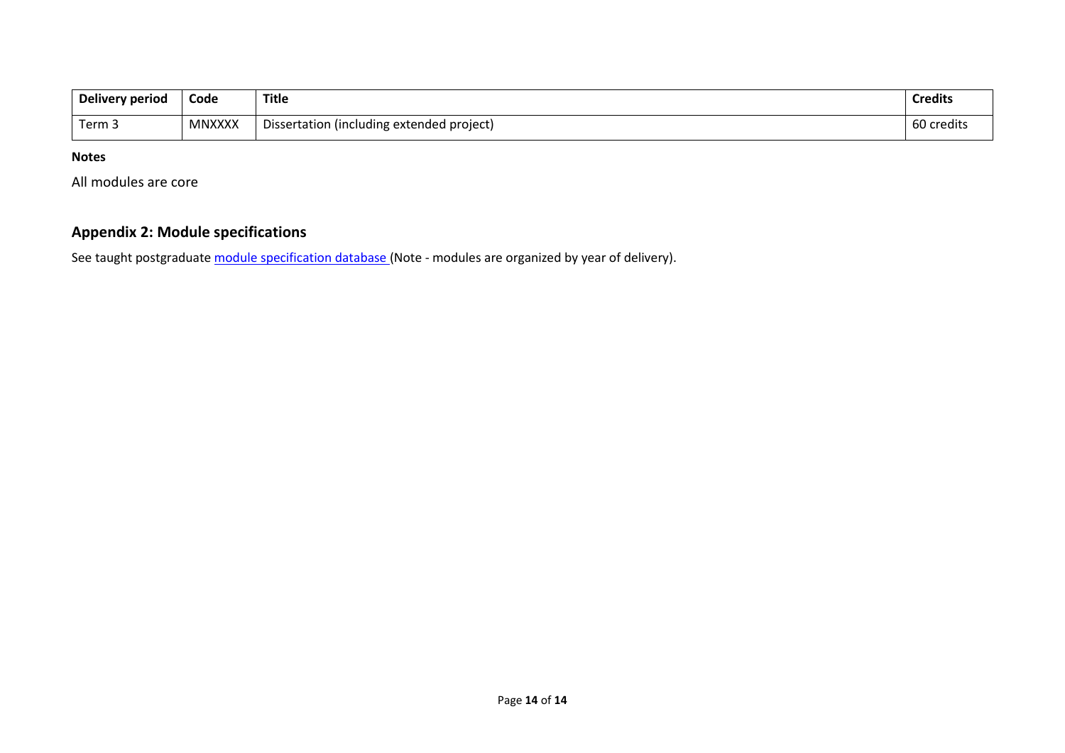| Delivery period | Code | Title | Credits |
|---|---|---|---|
| Term 3 | MNXXXX | Dissertation (including extended project) | 60 credits |

**Notes**

All modules are core

## Appendix 2: Module specifications

See taught postgraduate module specification database (Note - modules are organized by year of delivery).